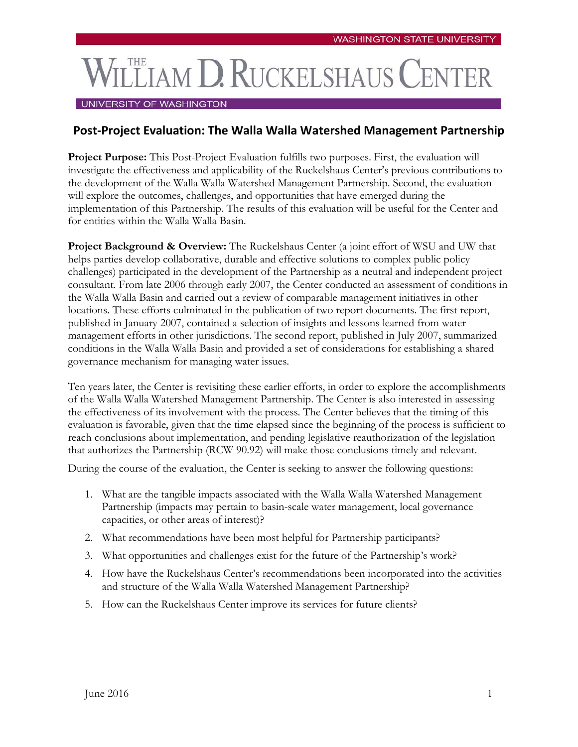# Post-Project Evaluation: The Walla Walla Watershed Management Partnership

**Project Purpose:** This Post-Project Evaluation fulfills two purposes. First, the evaluation will investigate the effectiveness and applicability of the Ruckelshaus Center's previous contributions to the development of the Walla Walla Watershed Management Partnership. Second, the evaluation will explore the outcomes, challenges, and opportunities that have emerged during the implementation of this Partnership. The results of this evaluation will be useful for the Center and for entities within the Walla Walla Basin.

**Project Background & Overview:** The Ruckelshaus Center (a joint effort of WSU and UW that helps parties develop collaborative, durable and effective solutions to complex public policy challenges) participated in the development of the Partnership as a neutral and independent project consultant. From late 2006 through early 2007, the Center conducted an assessment of conditions in the Walla Walla Basin and carried out a review of comparable management initiatives in other locations. These efforts culminated in the publication of two report documents. The first report, published in January 2007, contained a selection of insights and lessons learned from water management efforts in other jurisdictions. The second report, published in July 2007, summarized conditions in the Walla Walla Basin and provided a set of considerations for establishing a shared governance mechanism for managing water issues.

Ten years later, the Center is revisiting these earlier efforts, in order to explore the accomplishments of the Walla Walla Watershed Management Partnership. The Center is also interested in assessing the effectiveness of its involvement with the process. The Center believes that the timing of this evaluation is favorable, given that the time elapsed since the beginning of the process is sufficient to reach conclusions about implementation, and pending legislative reauthorization of the legislation that authorizes the Partnership (RCW 90.92) will make those conclusions timely and relevant.

During the course of the evaluation, the Center is seeking to answer the following questions:

1. What are the tangible impacts associated with the Walla Walla Watershed Management Partnership (impacts may pertain to basin-scale water management, local governance capacities, or other areas of interest)?
2. What recommendations have been most helpful for Partnership participants?
3. What opportunities and challenges exist for the future of the Partnership's work?
4. How have the Ruckelshaus Center's recommendations been incorporated into the activities and structure of the Walla Walla Watershed Management Partnership?
5. How can the Ruckelshaus Center improve its services for future clients?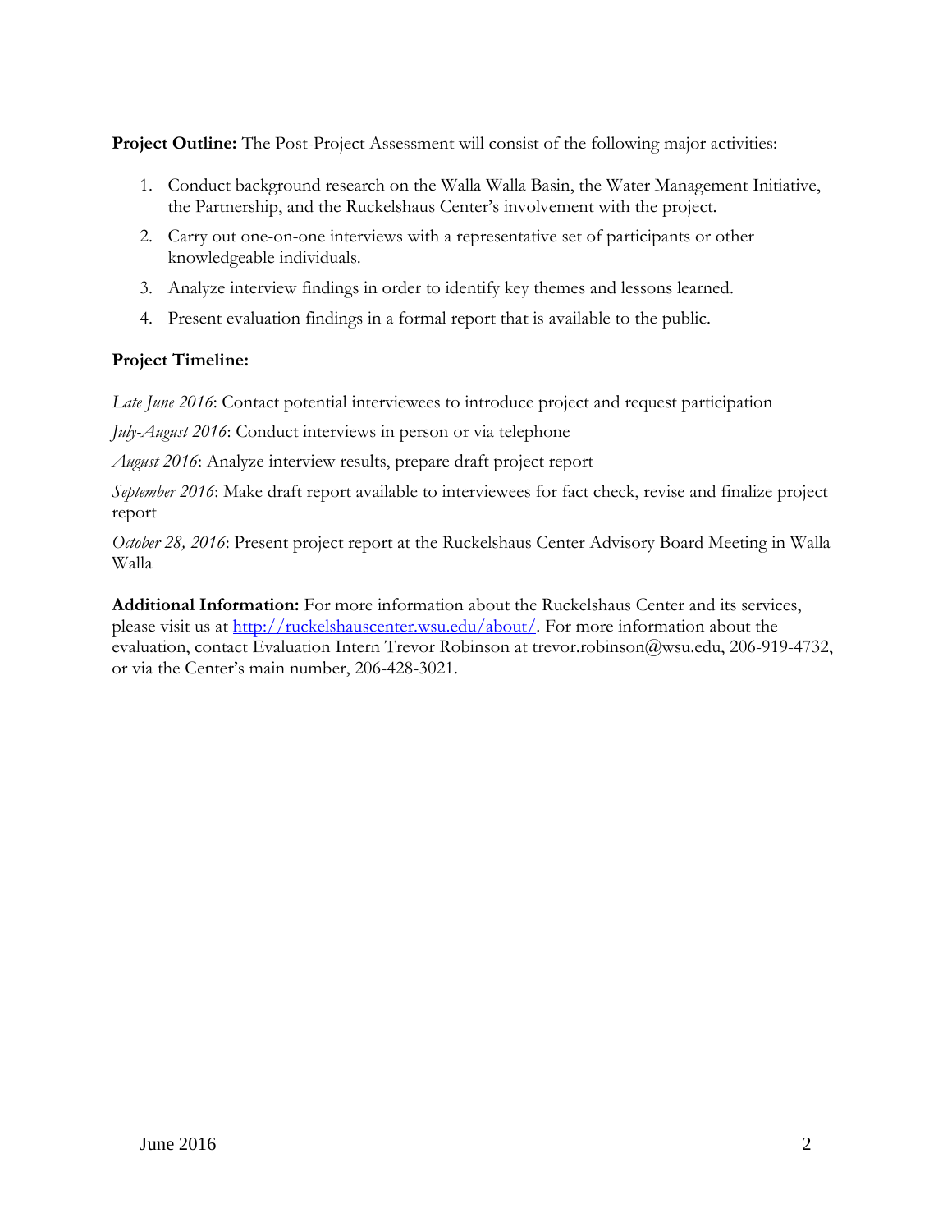**Project Outline:** The Post-Project Assessment will consist of the following major activities:

1. Conduct background research on the Walla Walla Basin, the Water Management Initiative, the Partnership, and the Ruckelshaus Center's involvement with the project.
2. Carry out one-on-one interviews with a representative set of participants or other knowledgeable individuals.
3. Analyze interview findings in order to identify key themes and lessons learned.
4. Present evaluation findings in a formal report that is available to the public.

**Project Timeline:**

*Late June 2016*: Contact potential interviewees to introduce project and request participation

*July-August 2016*: Conduct interviews in person or via telephone

*August 2016*: Analyze interview results, prepare draft project report

*September 2016*: Make draft report available to interviewees for fact check, revise and finalize project report

*October 28, 2016*: Present project report at the Ruckelshaus Center Advisory Board Meeting in Walla Walla

**Additional Information:** For more information about the Ruckelshaus Center and its services, please visit us at [http://ruckelshauscenter.wsu.edu/about/](http://ruckelshauscenter.wsu.edu/about/). For more information about the evaluation, contact Evaluation Intern Trevor Robinson at trevor.robinson@wsu.edu, 206-919-4732, or via the Center's main number, 206-428-3021.